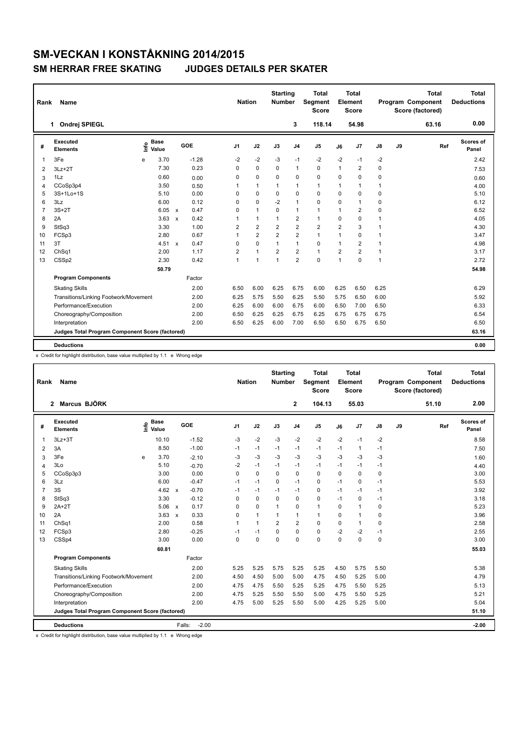# SM-VECKAN I KONSTÅKNING 2014/2015

## SM HERRAR FREE SKATING — JUDGES DETAILS PER SKATER

| Rank | Name | Nation | Starting Number | Total Segment Score | Total Element Score | Total Program Component Score (factored) | Total Deductions |
|---|---|---|---|---|---|---|---|
| 1 | Ondrej SPIEGL | | 3 | 118.14 | 54.98 | 63.16 | 0.00 |

| # | Executed Elements | Info | Base Value | | GOE | J1 | J2 | J3 | J4 | J5 | J6 | J7 | J8 | J9 | Ref | Scores of Panel |
|---|---|---|---|---|---|---|---|---|---|---|---|---|---|---|---|---|
| 1 | 3Fe | e | 3.70 | | -1.28 | -2 | -2 | -3 | -1 | -2 | -2 | -1 | -2 | | | 2.42 |
| 2 | 3Lz+2T | | 7.30 | | 0.23 | 0 | 0 | 0 | 1 | 0 | 1 | 2 | 0 | | | 7.53 |
| 3 | 1Lz | | 0.60 | | 0.00 | 0 | 0 | 0 | 0 | 0 | 0 | 0 | 0 | | | 0.60 |
| 4 | CCoSp4 | | 3.50 | | 0.50 | 1 | 1 | 1 | 1 | 1 | 1 | 1 | 1 | | | 4.00 |
| 5 | 3S+1Lo+1S | | 5.10 | | 0.00 | 0 | 0 | 0 | 0 | 0 | 0 | 0 | 0 | | | 5.10 |
| 6 | 3Lz | | 6.00 | | 0.12 | 0 | 0 | -2 | 1 | 0 | 0 | 1 | 0 | | | 6.12 |
| 7 | 3S+2T | | 6.05 | x | 0.47 | 0 | 1 | 0 | 1 | 1 | 1 | 2 | 0 | | | 6.52 |
| 8 | 2A | | 3.63 | x | 0.42 | 1 | 1 | 1 | 2 | 1 | 0 | 0 | 1 | | | 4.05 |
| 9 | StSq3 | | 3.30 | | 1.00 | 2 | 2 | 2 | 2 | 2 | 2 | 3 | 1 | | | 4.30 |
| 10 | FCSp3 | | 2.80 | | 0.67 | 1 | 2 | 2 | 2 | 1 | 1 | 0 | 1 | | | 3.47 |
| 11 | 3T | | 4.51 | x | 0.47 | 0 | 0 | 1 | 1 | 0 | 1 | 2 | 1 | | | 4.98 |
| 12 | ChSq1 | | 2.00 | | 1.17 | 2 | 1 | 2 | 2 | 1 | 2 | 2 | 1 | | | 3.17 |
| 13 | CSSp2 | | 2.30 | | 0.42 | 1 | 1 | 1 | 2 | 0 | 1 | 0 | 1 | | | 2.72 |
| | | | 50.79 | | | | | | | | | | | | | 54.98 |

| Program Components | Factor | J1 | J2 | J3 | J4 | J5 | J6 | J7 | J8 | J9 | Scores of Panel |
|---|---|---|---|---|---|---|---|---|---|---|---|
| Skating Skills | 2.00 | 6.50 | 6.00 | 6.25 | 6.75 | 6.00 | 6.25 | 6.50 | 6.25 | | 6.29 |
| Transitions/Linking Footwork/Movement | 2.00 | 6.25 | 5.75 | 5.50 | 6.25 | 5.50 | 5.75 | 6.50 | 6.00 | | 5.92 |
| Performance/Execution | 2.00 | 6.25 | 6.00 | 6.00 | 6.75 | 6.00 | 6.50 | 7.00 | 6.50 | | 6.33 |
| Choreography/Composition | 2.00 | 6.50 | 6.25 | 6.25 | 6.75 | 6.25 | 6.75 | 6.75 | 6.75 | | 6.54 |
| Interpretation | 2.00 | 6.50 | 6.25 | 6.00 | 7.00 | 6.50 | 6.50 | 6.75 | 6.50 | | 6.50 |
| Judges Total Program Component Score (factored) | | | | | | | | | | | 63.16 |

| Deductions | | 0.00 |
|---|---|---|

x Credit for highlight distribution, base value multiplied by 1.1 e Wrong edge

| Rank | Name | Nation | Starting Number | Total Segment Score | Total Element Score | Total Program Component Score (factored) | Total Deductions |
|---|---|---|---|---|---|---|---|
| 2 | Marcus BJÖRK | | 2 | 104.13 | 55.03 | 51.10 | 2.00 |

| # | Executed Elements | Info | Base Value | | GOE | J1 | J2 | J3 | J4 | J5 | J6 | J7 | J8 | J9 | Ref | Scores of Panel |
|---|---|---|---|---|---|---|---|---|---|---|---|---|---|---|---|---|
| 1 | 3Lz+3T | | 10.10 | | -1.52 | -3 | -2 | -3 | -2 | -2 | -2 | -1 | -2 | | | 8.58 |
| 2 | 3A | | 8.50 | | -1.00 | -1 | -1 | -1 | -1 | -1 | -1 | 1 | -1 | | | 7.50 |
| 3 | 3Fe | e | 3.70 | | -2.10 | -3 | -3 | -3 | -3 | -3 | -3 | -3 | -3 | | | 1.60 |
| 4 | 3Lo | | 5.10 | | -0.70 | -2 | -1 | -1 | -1 | -1 | -1 | -1 | -1 | | | 4.40 |
| 5 | CCoSp3p3 | | 3.00 | | 0.00 | 0 | 0 | 0 | 0 | 0 | 0 | 0 | 0 | | | 3.00 |
| 6 | 3Lz | | 6.00 | | -0.47 | -1 | -1 | 0 | -1 | 0 | -1 | 0 | -1 | | | 5.53 |
| 7 | 3S | | 4.62 | x | -0.70 | -1 | -1 | -1 | -1 | 0 | -1 | -1 | -1 | | | 3.92 |
| 8 | StSq3 | | 3.30 | | -0.12 | 0 | 0 | 0 | 0 | 0 | -1 | 0 | -1 | | | 3.18 |
| 9 | 2A+2T | | 5.06 | x | 0.17 | 0 | 0 | 1 | 0 | 1 | 0 | 1 | 0 | | | 5.23 |
| 10 | 2A | | 3.63 | x | 0.33 | 0 | 1 | 1 | 1 | 1 | 0 | 1 | 0 | | | 3.96 |
| 11 | ChSq1 | | 2.00 | | 0.58 | 1 | 1 | 2 | 2 | 0 | 0 | 1 | 0 | | | 2.58 |
| 12 | FCSp3 | | 2.80 | | -0.25 | -1 | -1 | 0 | 0 | 0 | -2 | -2 | -1 | | | 2.55 |
| 13 | CSSp4 | | 3.00 | | 0.00 | 0 | 0 | 0 | 0 | 0 | 0 | 0 | 0 | | | 3.00 |
| | | | 60.81 | | | | | | | | | | | | | 55.03 |

| Program Components | Factor | J1 | J2 | J3 | J4 | J5 | J6 | J7 | J8 | J9 | Scores of Panel |
|---|---|---|---|---|---|---|---|---|---|---|---|
| Skating Skills | 2.00 | 5.25 | 5.25 | 5.75 | 5.25 | 5.25 | 4.50 | 5.75 | 5.50 | | 5.38 |
| Transitions/Linking Footwork/Movement | 2.00 | 4.50 | 4.50 | 5.00 | 5.00 | 4.75 | 4.50 | 5.25 | 5.00 | | 4.79 |
| Performance/Execution | 2.00 | 4.75 | 4.75 | 5.50 | 5.25 | 5.25 | 4.75 | 5.50 | 5.25 | | 5.13 |
| Choreography/Composition | 2.00 | 4.75 | 5.25 | 5.50 | 5.50 | 5.00 | 4.75 | 5.50 | 5.25 | | 5.21 |
| Interpretation | 2.00 | 4.75 | 5.00 | 5.25 | 5.50 | 5.00 | 4.25 | 5.25 | 5.00 | | 5.04 |
| Judges Total Program Component Score (factored) | | | | | | | | | | | 51.10 |

| Deductions | Falls: | -2.00 | -2.00 |
|---|---|---|---|

x Credit for highlight distribution, base value multiplied by 1.1 e Wrong edge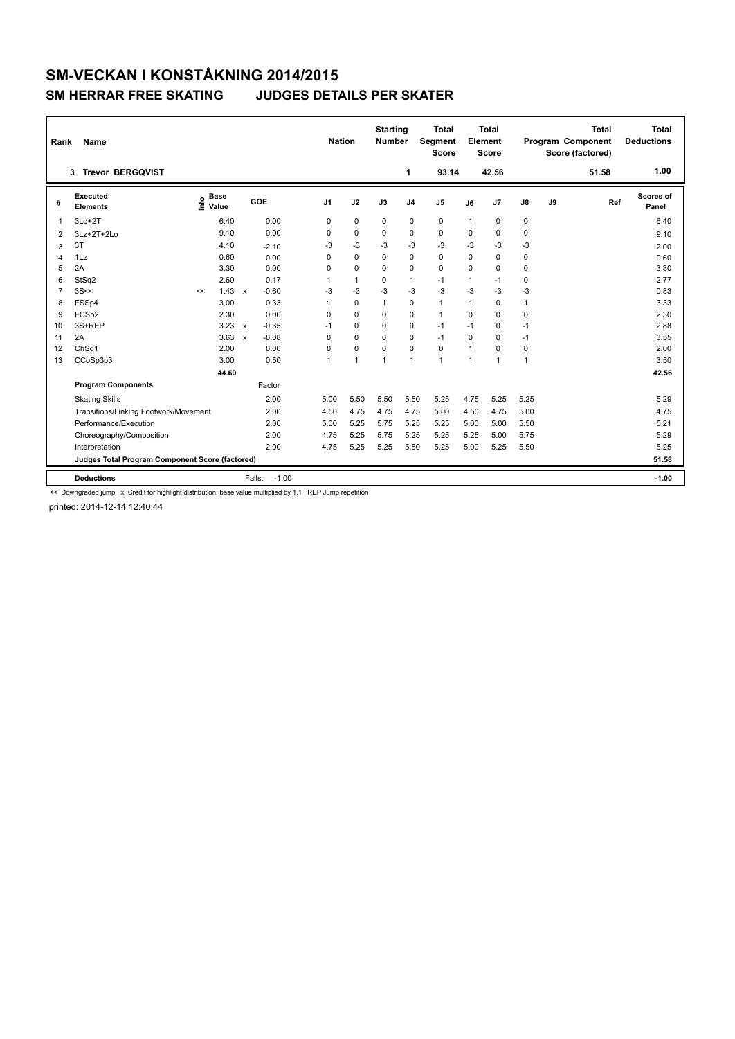# SM-VECKAN I KONSTÅKNING 2014/2015

## SM HERRAR FREE SKATING JUDGES DETAILS PER SKATER

| Rank | Name | Nation | Starting Number | Total Segment Score | Total Element Score | Total Program Component Score (factored) | Total Deductions |
|---|---|---|---|---|---|---|---|
| 3 | Trevor BERGQVIST | | 1 | 93.14 | 42.56 | 51.58 | 1.00 |

| # | Executed Elements | Info | Base Value | | GOE | J1 | J2 | J3 | J4 | J5 | J6 | J7 | J8 | J9 | Ref | Scores of Panel |
|---|---|---|---|---|---|---|---|---|---|---|---|---|---|---|---|---|
| 1 | 3Lo+2T | | 6.40 | | 0.00 | 0 | 0 | 0 | 0 | 0 | 1 | 0 | 0 | | | 6.40 |
| 2 | 3Lz+2T+2Lo | | 9.10 | | 0.00 | 0 | 0 | 0 | 0 | 0 | 0 | 0 | 0 | | | 9.10 |
| 3 | 3T | | 4.10 | | -2.10 | -3 | -3 | -3 | -3 | -3 | -3 | -3 | -3 | | | 2.00 |
| 4 | 1Lz | | 0.60 | | 0.00 | 0 | 0 | 0 | 0 | 0 | 0 | 0 | 0 | | | 0.60 |
| 5 | 2A | | 3.30 | | 0.00 | 0 | 0 | 0 | 0 | 0 | 0 | 0 | 0 | | | 3.30 |
| 6 | StSq2 | | 2.60 | | 0.17 | 1 | 1 | 0 | 1 | -1 | 1 | -1 | 0 | | | 2.77 |
| 7 | 3S<< | << | 1.43 | x | -0.60 | -3 | -3 | -3 | -3 | -3 | -3 | -3 | -3 | | | 0.83 |
| 8 | FSSp4 | | 3.00 | | 0.33 | 1 | 0 | 1 | 0 | 1 | 1 | 0 | 1 | | | 3.33 |
| 9 | FCSp2 | | 2.30 | | 0.00 | 0 | 0 | 0 | 0 | 1 | 0 | 0 | 0 | | | 2.30 |
| 10 | 3S+REP | | 3.23 | x | -0.35 | -1 | 0 | 0 | 0 | -1 | -1 | 0 | -1 | | | 2.88 |
| 11 | 2A | | 3.63 | x | -0.08 | 0 | 0 | 0 | 0 | -1 | 0 | 0 | -1 | | | 3.55 |
| 12 | ChSq1 | | 2.00 | | 0.00 | 0 | 0 | 0 | 0 | 0 | 1 | 0 | 0 | | | 2.00 |
| 13 | CCoSp3p3 | | 3.00 | | 0.50 | 1 | 1 | 1 | 1 | 1 | 1 | 1 | 1 | | | 3.50 |
| | | | 44.69 | | | | | | | | | | | | | 42.56 |
| | **Program Components** | | | | Factor | | | | | | | | | | | |
| | Skating Skills | | | | 2.00 | 5.00 | 5.50 | 5.50 | 5.50 | 5.25 | 4.75 | 5.25 | 5.25 | | | 5.29 |
| | Transitions/Linking Footwork/Movement | | | | 2.00 | 4.50 | 4.75 | 4.75 | 4.75 | 5.00 | 4.50 | 4.75 | 5.00 | | | 4.75 |
| | Performance/Execution | | | | 2.00 | 5.00 | 5.25 | 5.75 | 5.25 | 5.25 | 5.00 | 5.00 | 5.50 | | | 5.21 |
| | Choreography/Composition | | | | 2.00 | 4.75 | 5.25 | 5.75 | 5.25 | 5.25 | 5.25 | 5.00 | 5.75 | | | 5.29 |
| | Interpretation | | | | 2.00 | 4.75 | 5.25 | 5.25 | 5.50 | 5.25 | 5.00 | 5.25 | 5.50 | | | 5.25 |
| | **Judges Total Program Component Score (factored)** | | | | | | | | | | | | | | | 51.58 |
| | **Deductions** | | | | Falls: -1.00 | | | | | | | | | | | -1.00 |

<< Downgraded jump x Credit for highlight distribution, base value multiplied by 1.1 REP Jump repetition

printed: 2014-12-14 12:40:44